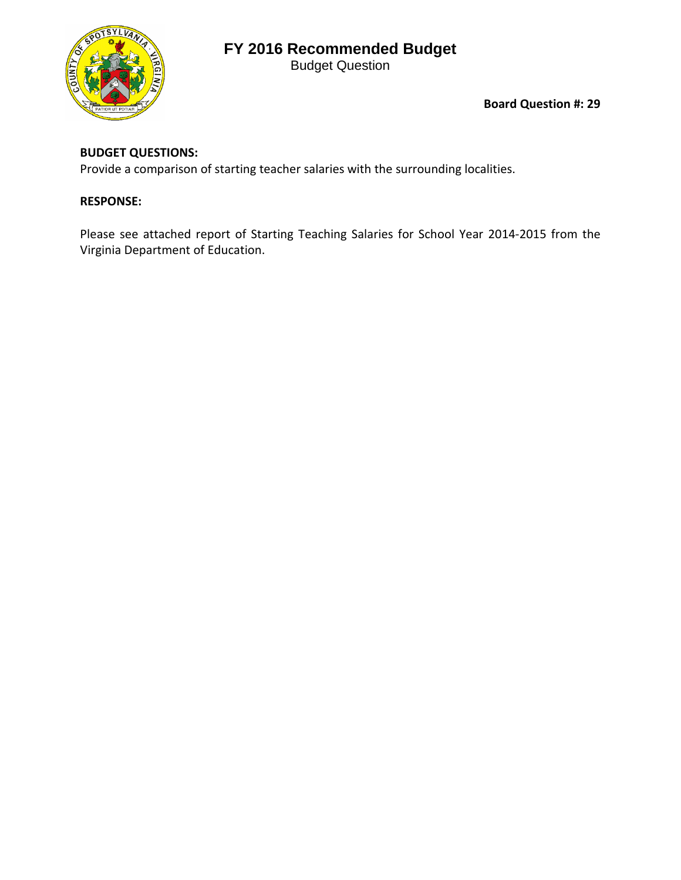# FY 2016 Recommended Budget

Budget Question

**Board Question #: 29**

**BUDGET QUESTIONS:**

Provide a comparison of starting teacher salaries with the surrounding localities.

**RESPONSE:**

Please see attached report of Starting Teaching Salaries for School Year 2014-2015 from the Virginia Department of Education.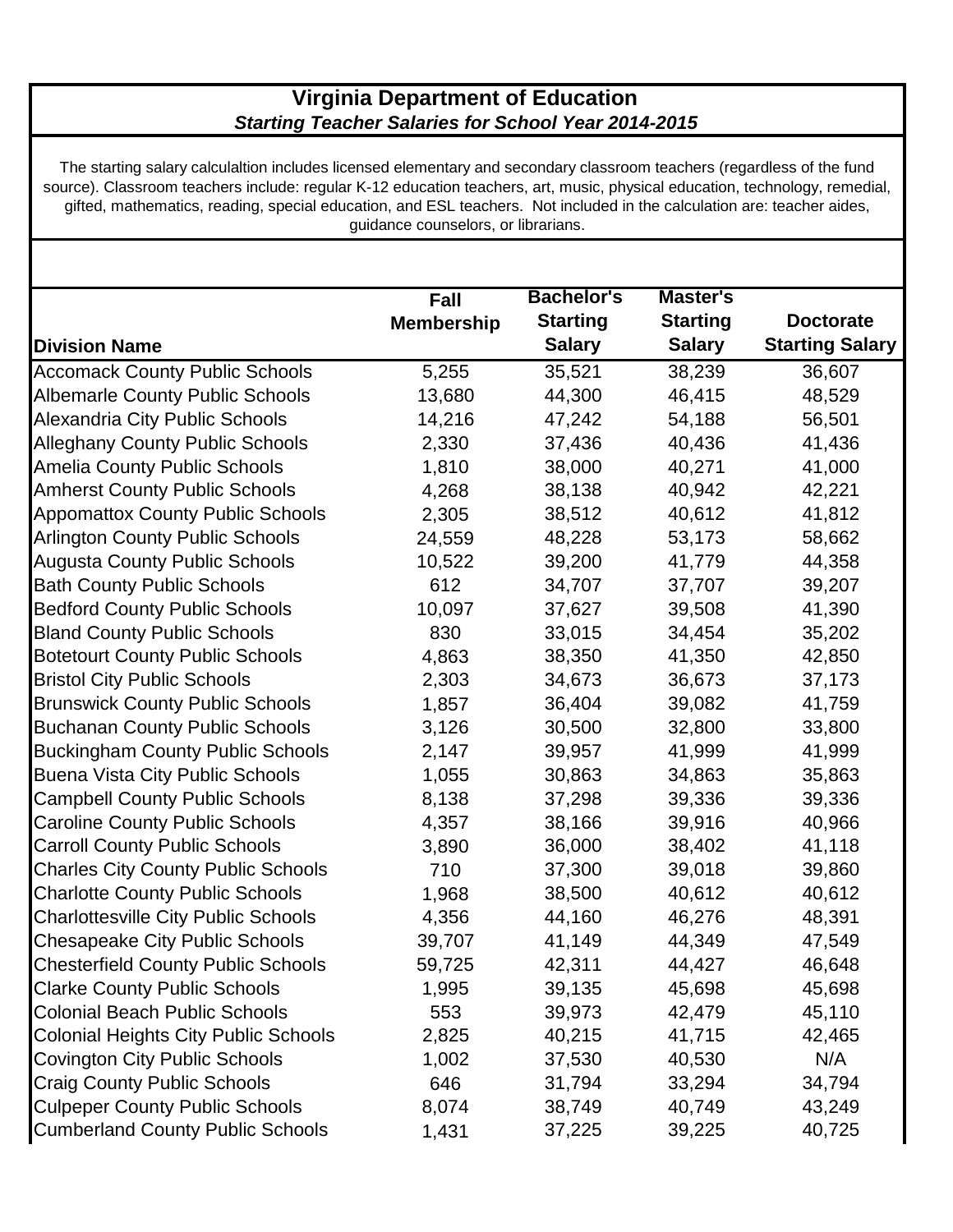# Virginia Department of Education

***Starting Teacher Salaries for School Year 2014-2015***

The starting salary calculaltion includes licensed elementary and secondary classroom teachers (regardless of the fund source). Classroom teachers include: regular K-12 education teachers, art, music, physical education, technology, remedial, gifted, mathematics, reading, special education, and ESL teachers. Not included in the calculation are: teacher aides, guidance counselors, or librarians.

| Division Name | Fall Membership | Bachelor's Starting Salary | Master's Starting Salary | Doctorate Starting Salary |
|---|---|---|---|---|
| Accomack County Public Schools | 5,255 | 35,521 | 38,239 | 36,607 |
| Albemarle County Public Schools | 13,680 | 44,300 | 46,415 | 48,529 |
| Alexandria City Public Schools | 14,216 | 47,242 | 54,188 | 56,501 |
| Alleghany County Public Schools | 2,330 | 37,436 | 40,436 | 41,436 |
| Amelia County Public Schools | 1,810 | 38,000 | 40,271 | 41,000 |
| Amherst County Public Schools | 4,268 | 38,138 | 40,942 | 42,221 |
| Appomattox County Public Schools | 2,305 | 38,512 | 40,612 | 41,812 |
| Arlington County Public Schools | 24,559 | 48,228 | 53,173 | 58,662 |
| Augusta County Public Schools | 10,522 | 39,200 | 41,779 | 44,358 |
| Bath County Public Schools | 612 | 34,707 | 37,707 | 39,207 |
| Bedford County Public Schools | 10,097 | 37,627 | 39,508 | 41,390 |
| Bland County Public Schools | 830 | 33,015 | 34,454 | 35,202 |
| Botetourt County Public Schools | 4,863 | 38,350 | 41,350 | 42,850 |
| Bristol City Public Schools | 2,303 | 34,673 | 36,673 | 37,173 |
| Brunswick County Public Schools | 1,857 | 36,404 | 39,082 | 41,759 |
| Buchanan County Public Schools | 3,126 | 30,500 | 32,800 | 33,800 |
| Buckingham County Public Schools | 2,147 | 39,957 | 41,999 | 41,999 |
| Buena Vista City Public Schools | 1,055 | 30,863 | 34,863 | 35,863 |
| Campbell County Public Schools | 8,138 | 37,298 | 39,336 | 39,336 |
| Caroline County Public Schools | 4,357 | 38,166 | 39,916 | 40,966 |
| Carroll County Public Schools | 3,890 | 36,000 | 38,402 | 41,118 |
| Charles City County Public Schools | 710 | 37,300 | 39,018 | 39,860 |
| Charlotte County Public Schools | 1,968 | 38,500 | 40,612 | 40,612 |
| Charlottesville City Public Schools | 4,356 | 44,160 | 46,276 | 48,391 |
| Chesapeake City Public Schools | 39,707 | 41,149 | 44,349 | 47,549 |
| Chesterfield County Public Schools | 59,725 | 42,311 | 44,427 | 46,648 |
| Clarke County Public Schools | 1,995 | 39,135 | 45,698 | 45,698 |
| Colonial Beach Public Schools | 553 | 39,973 | 42,479 | 45,110 |
| Colonial Heights City Public Schools | 2,825 | 40,215 | 41,715 | 42,465 |
| Covington City Public Schools | 1,002 | 37,530 | 40,530 | N/A |
| Craig County Public Schools | 646 | 31,794 | 33,294 | 34,794 |
| Culpeper County Public Schools | 8,074 | 38,749 | 40,749 | 43,249 |
| Cumberland County Public Schools | 1,431 | 37,225 | 39,225 | 40,725 |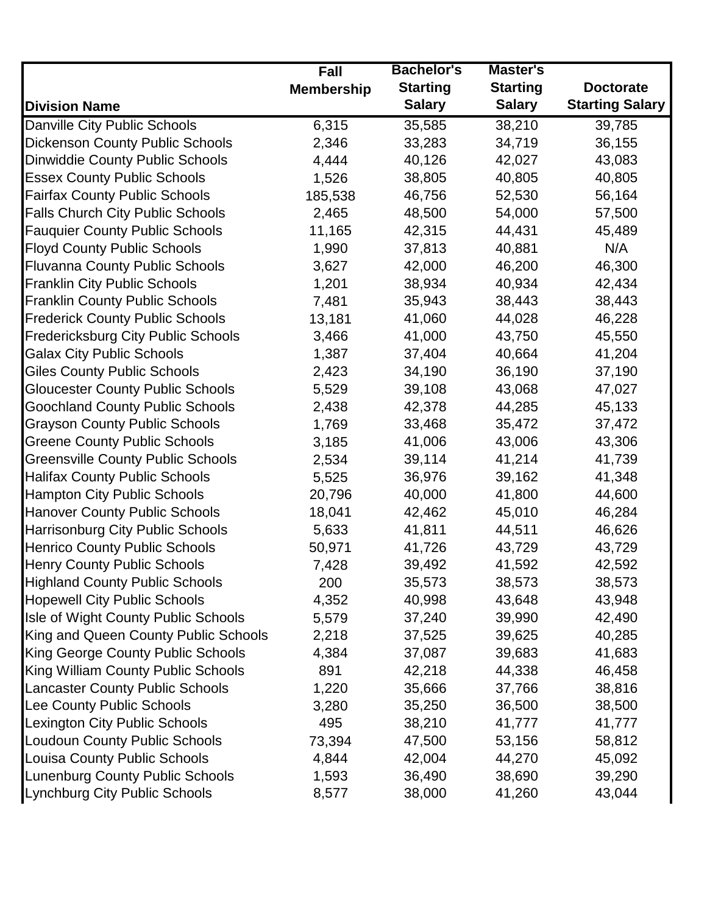| Division Name | Fall Membership | Bachelor's Starting Salary | Master's Starting Salary | Doctorate Starting Salary |
|---|---|---|---|---|
| Danville City Public Schools | 6,315 | 35,585 | 38,210 | 39,785 |
| Dickenson County Public Schools | 2,346 | 33,283 | 34,719 | 36,155 |
| Dinwiddie County Public Schools | 4,444 | 40,126 | 42,027 | 43,083 |
| Essex County Public Schools | 1,526 | 38,805 | 40,805 | 40,805 |
| Fairfax County Public Schools | 185,538 | 46,756 | 52,530 | 56,164 |
| Falls Church City Public Schools | 2,465 | 48,500 | 54,000 | 57,500 |
| Fauquier County Public Schools | 11,165 | 42,315 | 44,431 | 45,489 |
| Floyd County Public Schools | 1,990 | 37,813 | 40,881 | N/A |
| Fluvanna County Public Schools | 3,627 | 42,000 | 46,200 | 46,300 |
| Franklin City Public Schools | 1,201 | 38,934 | 40,934 | 42,434 |
| Franklin County Public Schools | 7,481 | 35,943 | 38,443 | 38,443 |
| Frederick County Public Schools | 13,181 | 41,060 | 44,028 | 46,228 |
| Fredericksburg City Public Schools | 3,466 | 41,000 | 43,750 | 45,550 |
| Galax City Public Schools | 1,387 | 37,404 | 40,664 | 41,204 |
| Giles County Public Schools | 2,423 | 34,190 | 36,190 | 37,190 |
| Gloucester County Public Schools | 5,529 | 39,108 | 43,068 | 47,027 |
| Goochland County Public Schools | 2,438 | 42,378 | 44,285 | 45,133 |
| Grayson County Public Schools | 1,769 | 33,468 | 35,472 | 37,472 |
| Greene County Public Schools | 3,185 | 41,006 | 43,006 | 43,306 |
| Greensville County Public Schools | 2,534 | 39,114 | 41,214 | 41,739 |
| Halifax County Public Schools | 5,525 | 36,976 | 39,162 | 41,348 |
| Hampton City Public Schools | 20,796 | 40,000 | 41,800 | 44,600 |
| Hanover County Public Schools | 18,041 | 42,462 | 45,010 | 46,284 |
| Harrisonburg City Public Schools | 5,633 | 41,811 | 44,511 | 46,626 |
| Henrico County Public Schools | 50,971 | 41,726 | 43,729 | 43,729 |
| Henry County Public Schools | 7,428 | 39,492 | 41,592 | 42,592 |
| Highland County Public Schools | 200 | 35,573 | 38,573 | 38,573 |
| Hopewell City Public Schools | 4,352 | 40,998 | 43,648 | 43,948 |
| Isle of Wight County Public Schools | 5,579 | 37,240 | 39,990 | 42,490 |
| King and Queen County Public Schools | 2,218 | 37,525 | 39,625 | 40,285 |
| King George County Public Schools | 4,384 | 37,087 | 39,683 | 41,683 |
| King William County Public Schools | 891 | 42,218 | 44,338 | 46,458 |
| Lancaster County Public Schools | 1,220 | 35,666 | 37,766 | 38,816 |
| Lee County Public Schools | 3,280 | 35,250 | 36,500 | 38,500 |
| Lexington City Public Schools | 495 | 38,210 | 41,777 | 41,777 |
| Loudoun County Public Schools | 73,394 | 47,500 | 53,156 | 58,812 |
| Louisa County Public Schools | 4,844 | 42,004 | 44,270 | 45,092 |
| Lunenburg County Public Schools | 1,593 | 36,490 | 38,690 | 39,290 |
| Lynchburg City Public Schools | 8,577 | 38,000 | 41,260 | 43,044 |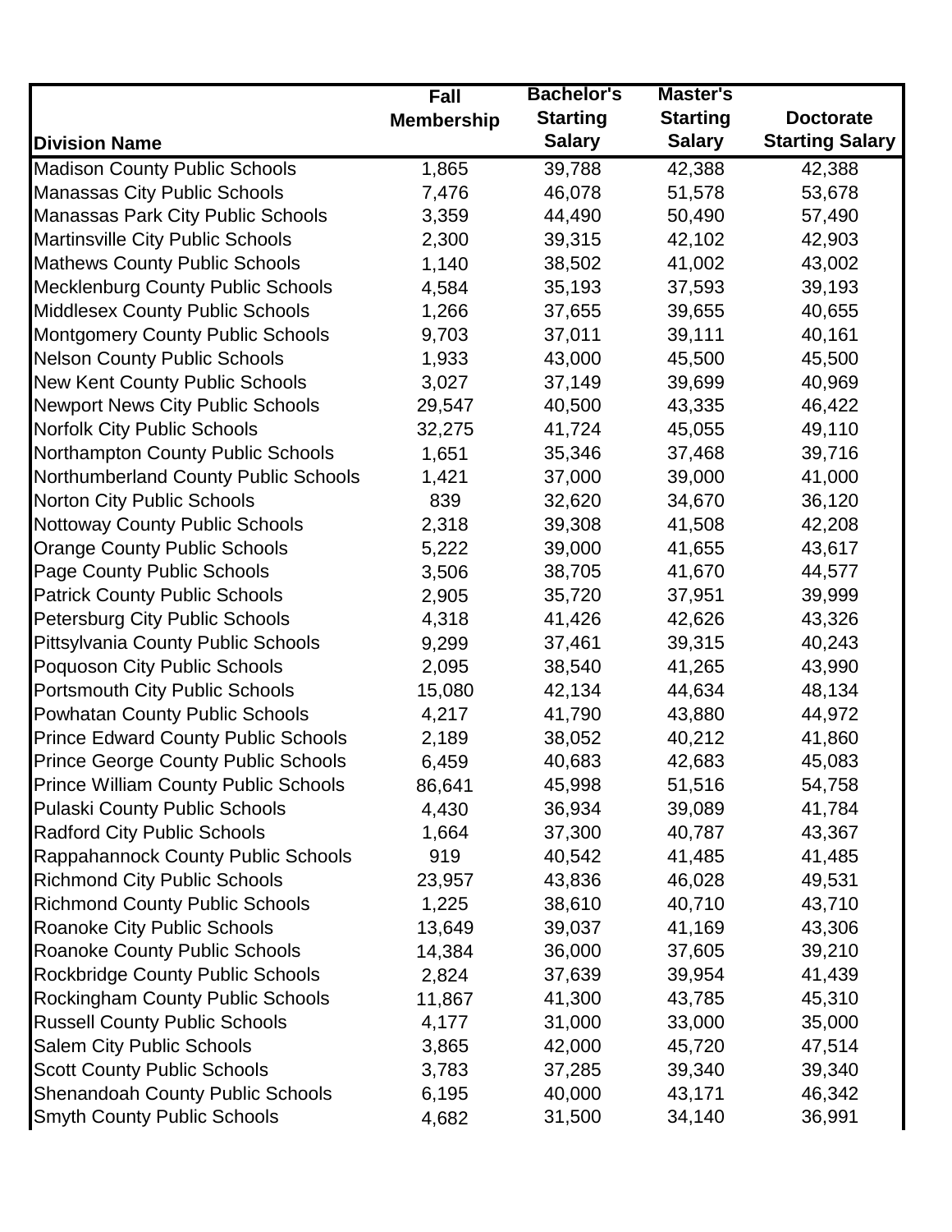| Division Name | Fall Membership | Bachelor's Starting Salary | Master's Starting Salary | Doctorate Starting Salary |
|---|---|---|---|---|
| Madison County Public Schools | 1,865 | 39,788 | 42,388 | 42,388 |
| Manassas City Public Schools | 7,476 | 46,078 | 51,578 | 53,678 |
| Manassas Park City Public Schools | 3,359 | 44,490 | 50,490 | 57,490 |
| Martinsville City Public Schools | 2,300 | 39,315 | 42,102 | 42,903 |
| Mathews County Public Schools | 1,140 | 38,502 | 41,002 | 43,002 |
| Mecklenburg County Public Schools | 4,584 | 35,193 | 37,593 | 39,193 |
| Middlesex County Public Schools | 1,266 | 37,655 | 39,655 | 40,655 |
| Montgomery County Public Schools | 9,703 | 37,011 | 39,111 | 40,161 |
| Nelson County Public Schools | 1,933 | 43,000 | 45,500 | 45,500 |
| New Kent County Public Schools | 3,027 | 37,149 | 39,699 | 40,969 |
| Newport News City Public Schools | 29,547 | 40,500 | 43,335 | 46,422 |
| Norfolk City Public Schools | 32,275 | 41,724 | 45,055 | 49,110 |
| Northampton County Public Schools | 1,651 | 35,346 | 37,468 | 39,716 |
| Northumberland County Public Schools | 1,421 | 37,000 | 39,000 | 41,000 |
| Norton City Public Schools | 839 | 32,620 | 34,670 | 36,120 |
| Nottoway County Public Schools | 2,318 | 39,308 | 41,508 | 42,208 |
| Orange County Public Schools | 5,222 | 39,000 | 41,655 | 43,617 |
| Page County Public Schools | 3,506 | 38,705 | 41,670 | 44,577 |
| Patrick County Public Schools | 2,905 | 35,720 | 37,951 | 39,999 |
| Petersburg City Public Schools | 4,318 | 41,426 | 42,626 | 43,326 |
| Pittsylvania County Public Schools | 9,299 | 37,461 | 39,315 | 40,243 |
| Poquoson City Public Schools | 2,095 | 38,540 | 41,265 | 43,990 |
| Portsmouth City Public Schools | 15,080 | 42,134 | 44,634 | 48,134 |
| Powhatan County Public Schools | 4,217 | 41,790 | 43,880 | 44,972 |
| Prince Edward County Public Schools | 2,189 | 38,052 | 40,212 | 41,860 |
| Prince George County Public Schools | 6,459 | 40,683 | 42,683 | 45,083 |
| Prince William County Public Schools | 86,641 | 45,998 | 51,516 | 54,758 |
| Pulaski County Public Schools | 4,430 | 36,934 | 39,089 | 41,784 |
| Radford City Public Schools | 1,664 | 37,300 | 40,787 | 43,367 |
| Rappahannock County Public Schools | 919 | 40,542 | 41,485 | 41,485 |
| Richmond City Public Schools | 23,957 | 43,836 | 46,028 | 49,531 |
| Richmond County Public Schools | 1,225 | 38,610 | 40,710 | 43,710 |
| Roanoke City Public Schools | 13,649 | 39,037 | 41,169 | 43,306 |
| Roanoke County Public Schools | 14,384 | 36,000 | 37,605 | 39,210 |
| Rockbridge County Public Schools | 2,824 | 37,639 | 39,954 | 41,439 |
| Rockingham County Public Schools | 11,867 | 41,300 | 43,785 | 45,310 |
| Russell County Public Schools | 4,177 | 31,000 | 33,000 | 35,000 |
| Salem City Public Schools | 3,865 | 42,000 | 45,720 | 47,514 |
| Scott County Public Schools | 3,783 | 37,285 | 39,340 | 39,340 |
| Shenandoah County Public Schools | 6,195 | 40,000 | 43,171 | 46,342 |
| Smyth County Public Schools | 4,682 | 31,500 | 34,140 | 36,991 |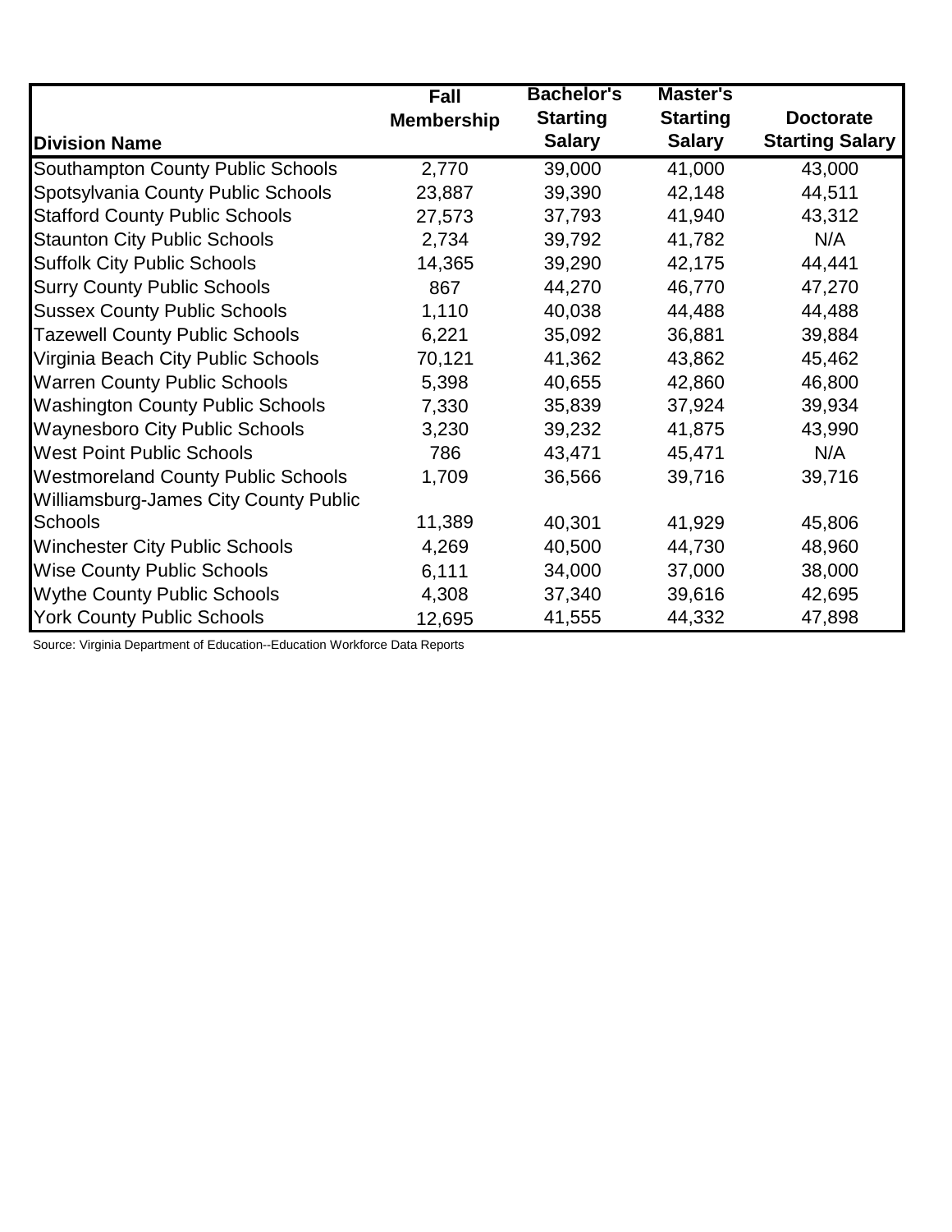| Division Name | Fall Membership | Bachelor's Starting Salary | Master's Starting Salary | Doctorate Starting Salary |
|---|---|---|---|---|
| Southampton County Public Schools | 2,770 | 39,000 | 41,000 | 43,000 |
| Spotsylvania County Public Schools | 23,887 | 39,390 | 42,148 | 44,511 |
| Stafford County Public Schools | 27,573 | 37,793 | 41,940 | 43,312 |
| Staunton City Public Schools | 2,734 | 39,792 | 41,782 | N/A |
| Suffolk City Public Schools | 14,365 | 39,290 | 42,175 | 44,441 |
| Surry County Public Schools | 867 | 44,270 | 46,770 | 47,270 |
| Sussex County Public Schools | 1,110 | 40,038 | 44,488 | 44,488 |
| Tazewell County Public Schools | 6,221 | 35,092 | 36,881 | 39,884 |
| Virginia Beach City Public Schools | 70,121 | 41,362 | 43,862 | 45,462 |
| Warren County Public Schools | 5,398 | 40,655 | 42,860 | 46,800 |
| Washington County Public Schools | 7,330 | 35,839 | 37,924 | 39,934 |
| Waynesboro City Public Schools | 3,230 | 39,232 | 41,875 | 43,990 |
| West Point Public Schools | 786 | 43,471 | 45,471 | N/A |
| Westmoreland County Public Schools | 1,709 | 36,566 | 39,716 | 39,716 |
| Williamsburg-James City County Public Schools | 11,389 | 40,301 | 41,929 | 45,806 |
| Winchester City Public Schools | 4,269 | 40,500 | 44,730 | 48,960 |
| Wise County Public Schools | 6,111 | 34,000 | 37,000 | 38,000 |
| Wythe County Public Schools | 4,308 | 37,340 | 39,616 | 42,695 |
| York County Public Schools | 12,695 | 41,555 | 44,332 | 47,898 |

Source: Virginia Department of Education--Education Workforce Data Reports